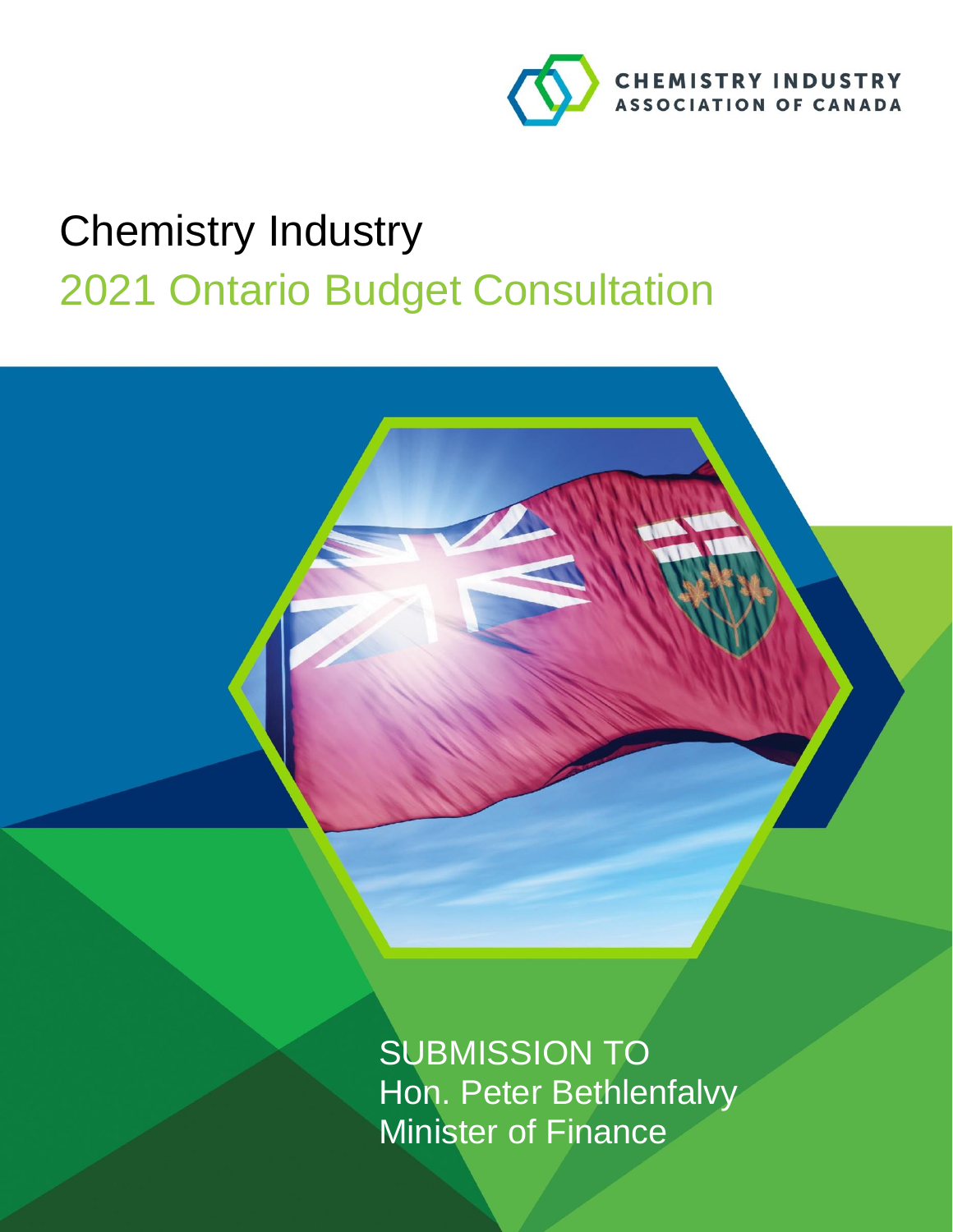CHEMISTRY INDUSTRY ASSOCIATION OF CANADA

# Chemistry Industry

## 2021 Ontario Budget Consultation

SUBMISSION TO
Hon. Peter Bethlenfalvy
Minister of Finance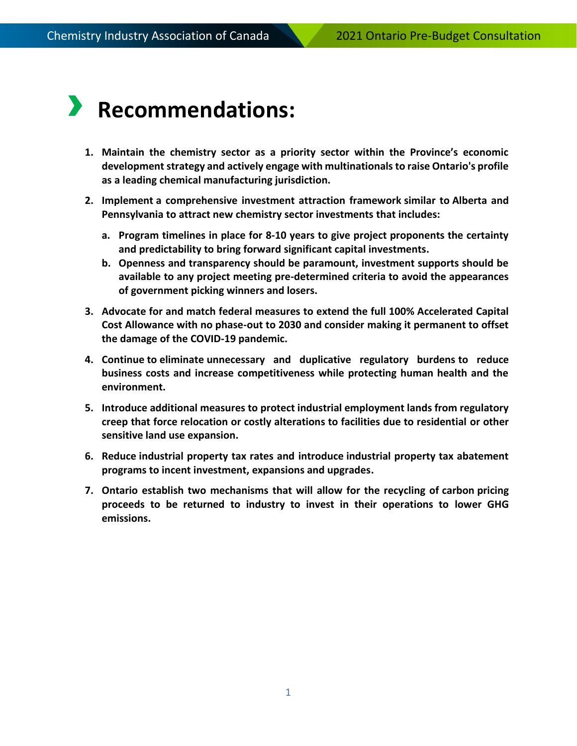# Recommendations:

1. **Maintain the chemistry sector as a priority sector within the Province's economic development strategy and actively engage with multinationals to raise Ontario's profile as a leading chemical manufacturing jurisdiction.**

2. **Implement a comprehensive investment attraction framework similar to Alberta and Pennsylvania to attract new chemistry sector investments that includes:**

   a. **Program timelines in place for 8-10 years to give project proponents the certainty and predictability to bring forward significant capital investments.**

   b. **Openness and transparency should be paramount, investment supports should be available to any project meeting pre-determined criteria to avoid the appearances of government picking winners and losers.**

3. **Advocate for and match federal measures to extend the full 100% Accelerated Capital Cost Allowance with no phase-out to 2030 and consider making it permanent to offset the damage of the COVID-19 pandemic.**

4. **Continue to eliminate unnecessary and duplicative regulatory burdens to reduce business costs and increase competitiveness while protecting human health and the environment.**

5. **Introduce additional measures to protect industrial employment lands from regulatory creep that force relocation or costly alterations to facilities due to residential or other sensitive land use expansion.**

6. **Reduce industrial property tax rates and introduce industrial property tax abatement programs to incent investment, expansions and upgrades.**

7. **Ontario establish two mechanisms that will allow for the recycling of carbon pricing proceeds to be returned to industry to invest in their operations to lower GHG emissions.**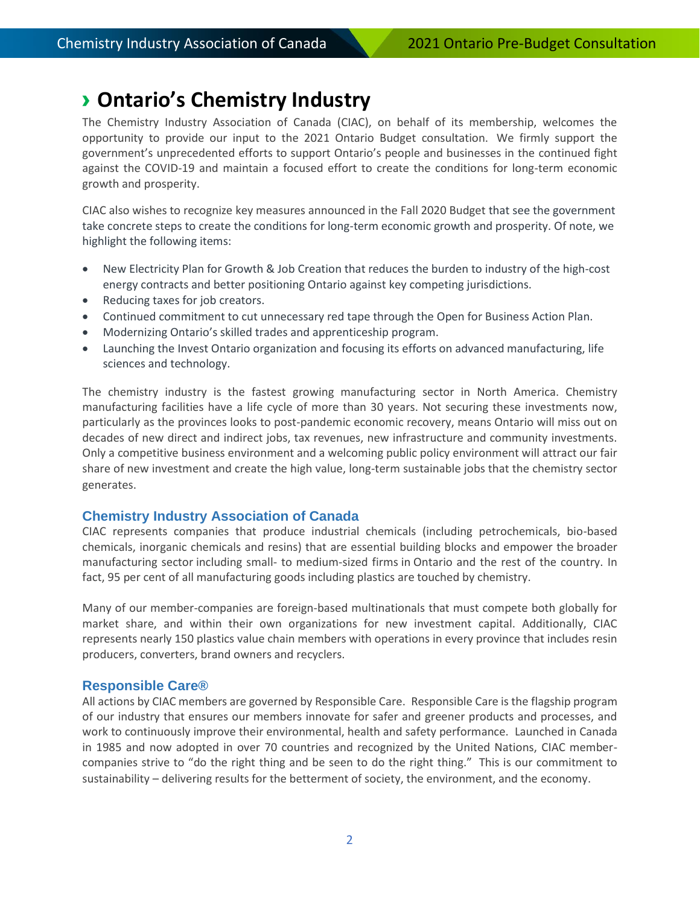# › Ontario's Chemistry Industry

The Chemistry Industry Association of Canada (CIAC), on behalf of its membership, welcomes the opportunity to provide our input to the 2021 Ontario Budget consultation. We firmly support the government's unprecedented efforts to support Ontario's people and businesses in the continued fight against the COVID-19 and maintain a focused effort to create the conditions for long-term economic growth and prosperity.

CIAC also wishes to recognize key measures announced in the Fall 2020 Budget that see the government take concrete steps to create the conditions for long-term economic growth and prosperity. Of note, we highlight the following items:

- New Electricity Plan for Growth & Job Creation that reduces the burden to industry of the high-cost energy contracts and better positioning Ontario against key competing jurisdictions.
- Reducing taxes for job creators.
- Continued commitment to cut unnecessary red tape through the Open for Business Action Plan.
- Modernizing Ontario's skilled trades and apprenticeship program.
- Launching the Invest Ontario organization and focusing its efforts on advanced manufacturing, life sciences and technology.

The chemistry industry is the fastest growing manufacturing sector in North America. Chemistry manufacturing facilities have a life cycle of more than 30 years. Not securing these investments now, particularly as the provinces looks to post-pandemic economic recovery, means Ontario will miss out on decades of new direct and indirect jobs, tax revenues, new infrastructure and community investments. Only a competitive business environment and a welcoming public policy environment will attract our fair share of new investment and create the high value, long-term sustainable jobs that the chemistry sector generates.

## Chemistry Industry Association of Canada

CIAC represents companies that produce industrial chemicals (including petrochemicals, bio-based chemicals, inorganic chemicals and resins) that are essential building blocks and empower the broader manufacturing sector including small- to medium-sized firms in Ontario and the rest of the country. In fact, 95 per cent of all manufacturing goods including plastics are touched by chemistry.

Many of our member-companies are foreign-based multinationals that must compete both globally for market share, and within their own organizations for new investment capital. Additionally, CIAC represents nearly 150 plastics value chain members with operations in every province that includes resin producers, converters, brand owners and recyclers.

## Responsible Care®

All actions by CIAC members are governed by Responsible Care. Responsible Care is the flagship program of our industry that ensures our members innovate for safer and greener products and processes, and work to continuously improve their environmental, health and safety performance. Launched in Canada in 1985 and now adopted in over 70 countries and recognized by the United Nations, CIAC member-companies strive to "do the right thing and be seen to do the right thing." This is our commitment to sustainability – delivering results for the betterment of society, the environment, and the economy.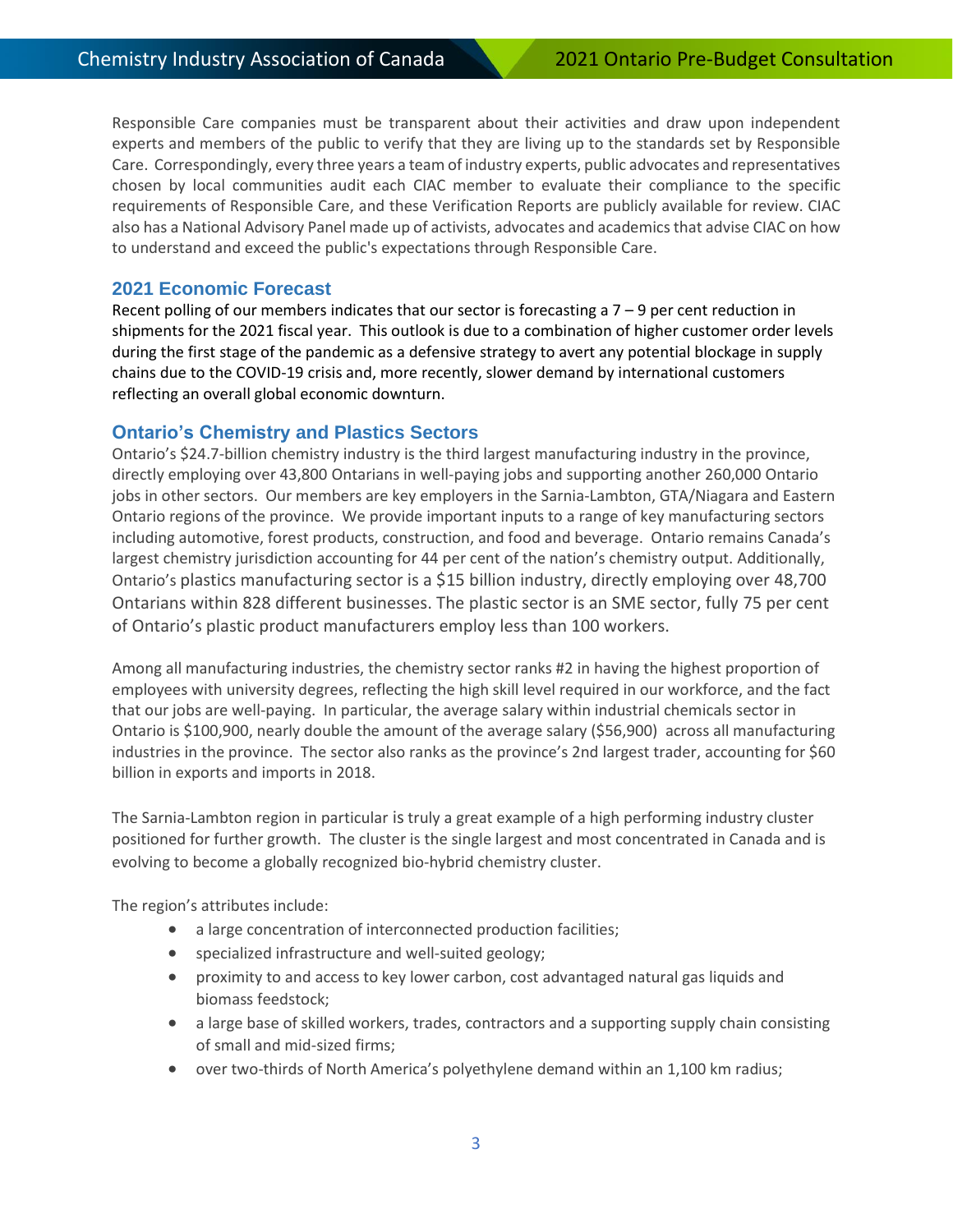Responsible Care companies must be transparent about their activities and draw upon independent experts and members of the public to verify that they are living up to the standards set by Responsible Care. Correspondingly, every three years a team of industry experts, public advocates and representatives chosen by local communities audit each CIAC member to evaluate their compliance to the specific requirements of Responsible Care, and these Verification Reports are publicly available for review. CIAC also has a National Advisory Panel made up of activists, advocates and academics that advise CIAC on how to understand and exceed the public's expectations through Responsible Care.

## 2021 Economic Forecast

Recent polling of our members indicates that our sector is forecasting a 7 – 9 per cent reduction in shipments for the 2021 fiscal year. This outlook is due to a combination of higher customer order levels during the first stage of the pandemic as a defensive strategy to avert any potential blockage in supply chains due to the COVID-19 crisis and, more recently, slower demand by international customers reflecting an overall global economic downturn.

## Ontario's Chemistry and Plastics Sectors

Ontario's $24.7-billion chemistry industry is the third largest manufacturing industry in the province, directly employing over 43,800 Ontarians in well-paying jobs and supporting another 260,000 Ontario jobs in other sectors. Our members are key employers in the Sarnia-Lambton, GTA/Niagara and Eastern Ontario regions of the province. We provide important inputs to a range of key manufacturing sectors including automotive, forest products, construction, and food and beverage. Ontario remains Canada's largest chemistry jurisdiction accounting for 44 per cent of the nation's chemistry output. Additionally, Ontario's plastics manufacturing sector is a $15 billion industry, directly employing over 48,700 Ontarians within 828 different businesses. The plastic sector is an SME sector, fully 75 per cent of Ontario's plastic product manufacturers employ less than 100 workers.

Among all manufacturing industries, the chemistry sector ranks #2 in having the highest proportion of employees with university degrees, reflecting the high skill level required in our workforce, and the fact that our jobs are well-paying. In particular, the average salary within industrial chemicals sector in Ontario is $100,900, nearly double the amount of the average salary ($56,900) across all manufacturing industries in the province. The sector also ranks as the province's 2nd largest trader, accounting for $60 billion in exports and imports in 2018.

The Sarnia-Lambton region in particular is truly a great example of a high performing industry cluster positioned for further growth. The cluster is the single largest and most concentrated in Canada and is evolving to become a globally recognized bio-hybrid chemistry cluster.

The region's attributes include:

- a large concentration of interconnected production facilities;
- specialized infrastructure and well-suited geology;
- proximity to and access to key lower carbon, cost advantaged natural gas liquids and biomass feedstock;
- a large base of skilled workers, trades, contractors and a supporting supply chain consisting of small and mid-sized firms;
- over two-thirds of North America's polyethylene demand within an 1,100 km radius;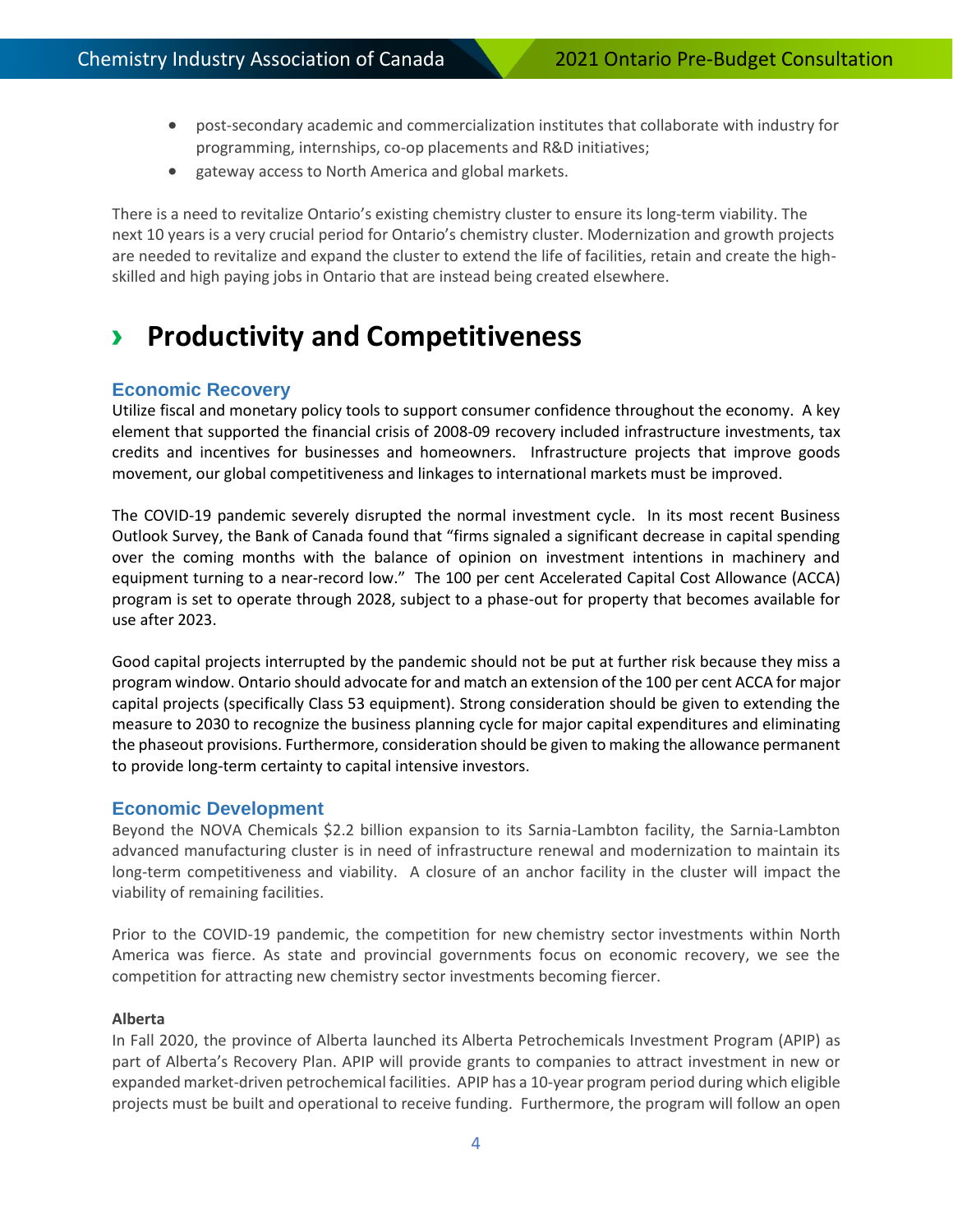- post-secondary academic and commercialization institutes that collaborate with industry for programming, internships, co-op placements and R&D initiatives;
- gateway access to North America and global markets.

There is a need to revitalize Ontario's existing chemistry cluster to ensure its long-term viability. The next 10 years is a very crucial period for Ontario's chemistry cluster. Modernization and growth projects are needed to revitalize and expand the cluster to extend the life of facilities, retain and create the high-skilled and high paying jobs in Ontario that are instead being created elsewhere.

# › Productivity and Competitiveness

## Economic Recovery

Utilize fiscal and monetary policy tools to support consumer confidence throughout the economy. A key element that supported the financial crisis of 2008-09 recovery included infrastructure investments, tax credits and incentives for businesses and homeowners. Infrastructure projects that improve goods movement, our global competitiveness and linkages to international markets must be improved.

The COVID-19 pandemic severely disrupted the normal investment cycle. In its most recent Business Outlook Survey, the Bank of Canada found that "firms signaled a significant decrease in capital spending over the coming months with the balance of opinion on investment intentions in machinery and equipment turning to a near-record low." The 100 per cent Accelerated Capital Cost Allowance (ACCA) program is set to operate through 2028, subject to a phase-out for property that becomes available for use after 2023.

Good capital projects interrupted by the pandemic should not be put at further risk because they miss a program window. Ontario should advocate for and match an extension of the 100 per cent ACCA for major capital projects (specifically Class 53 equipment). Strong consideration should be given to extending the measure to 2030 to recognize the business planning cycle for major capital expenditures and eliminating the phaseout provisions. Furthermore, consideration should be given to making the allowance permanent to provide long-term certainty to capital intensive investors.

## Economic Development

Beyond the NOVA Chemicals $2.2 billion expansion to its Sarnia-Lambton facility, the Sarnia-Lambton advanced manufacturing cluster is in need of infrastructure renewal and modernization to maintain its long-term competitiveness and viability. A closure of an anchor facility in the cluster will impact the viability of remaining facilities.

Prior to the COVID-19 pandemic, the competition for new chemistry sector investments within North America was fierce. As state and provincial governments focus on economic recovery, we see the competition for attracting new chemistry sector investments becoming fiercer.

**Alberta**

In Fall 2020, the province of Alberta launched its Alberta Petrochemicals Investment Program (APIP) as part of Alberta's Recovery Plan. APIP will provide grants to companies to attract investment in new or expanded market-driven petrochemical facilities. APIP has a 10-year program period during which eligible projects must be built and operational to receive funding. Furthermore, the program will follow an open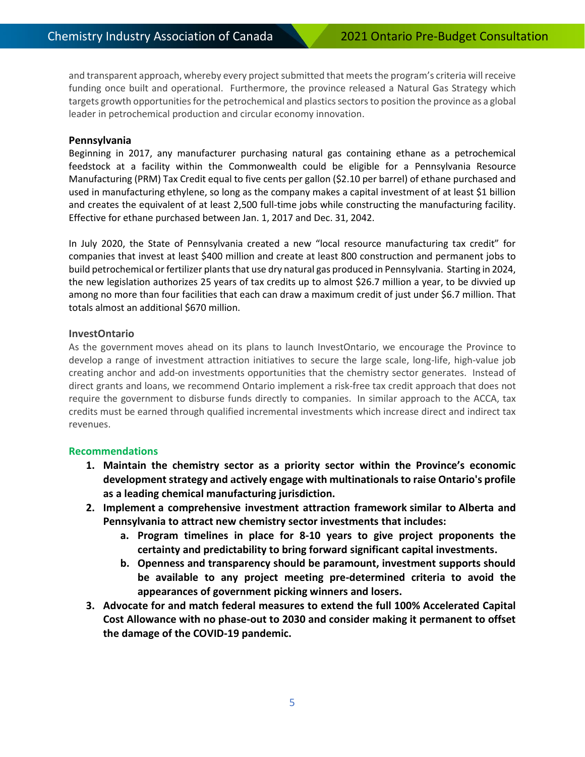and transparent approach, whereby every project submitted that meets the program's criteria will receive funding once built and operational. Furthermore, the province released a Natural Gas Strategy which targets growth opportunities for the petrochemical and plastics sectors to position the province as a global leader in petrochemical production and circular economy innovation.

**Pennsylvania**

Beginning in 2017, any manufacturer purchasing natural gas containing ethane as a petrochemical feedstock at a facility within the Commonwealth could be eligible for a Pennsylvania Resource Manufacturing (PRM) Tax Credit equal to five cents per gallon ($2.10 per barrel) of ethane purchased and used in manufacturing ethylene, so long as the company makes a capital investment of at least $1 billion and creates the equivalent of at least 2,500 full-time jobs while constructing the manufacturing facility. Effective for ethane purchased between Jan. 1, 2017 and Dec. 31, 2042.

In July 2020, the State of Pennsylvania created a new "local resource manufacturing tax credit" for companies that invest at least $400 million and create at least 800 construction and permanent jobs to build petrochemical or fertilizer plants that use dry natural gas produced in Pennsylvania. Starting in 2024, the new legislation authorizes 25 years of tax credits up to almost $26.7 million a year, to be divvied up among no more than four facilities that each can draw a maximum credit of just under $6.7 million. That totals almost an additional $670 million.

**InvestOntario**

As the government moves ahead on its plans to launch InvestOntario, we encourage the Province to develop a range of investment attraction initiatives to secure the large scale, long-life, high-value job creating anchor and add-on investments opportunities that the chemistry sector generates. Instead of direct grants and loans, we recommend Ontario implement a risk-free tax credit approach that does not require the government to disburse funds directly to companies. In similar approach to the ACCA, tax credits must be earned through qualified incremental investments which increase direct and indirect tax revenues.

**Recommendations**

1. **Maintain the chemistry sector as a priority sector within the Province's economic development strategy and actively engage with multinationals to raise Ontario's profile as a leading chemical manufacturing jurisdiction.**
2. **Implement a comprehensive investment attraction framework similar to Alberta and Pennsylvania to attract new chemistry sector investments that includes:**
   a. **Program timelines in place for 8-10 years to give project proponents the certainty and predictability to bring forward significant capital investments.**
   b. **Openness and transparency should be paramount, investment supports should be available to any project meeting pre-determined criteria to avoid the appearances of government picking winners and losers.**
3. **Advocate for and match federal measures to extend the full 100% Accelerated Capital Cost Allowance with no phase-out to 2030 and consider making it permanent to offset the damage of the COVID-19 pandemic.**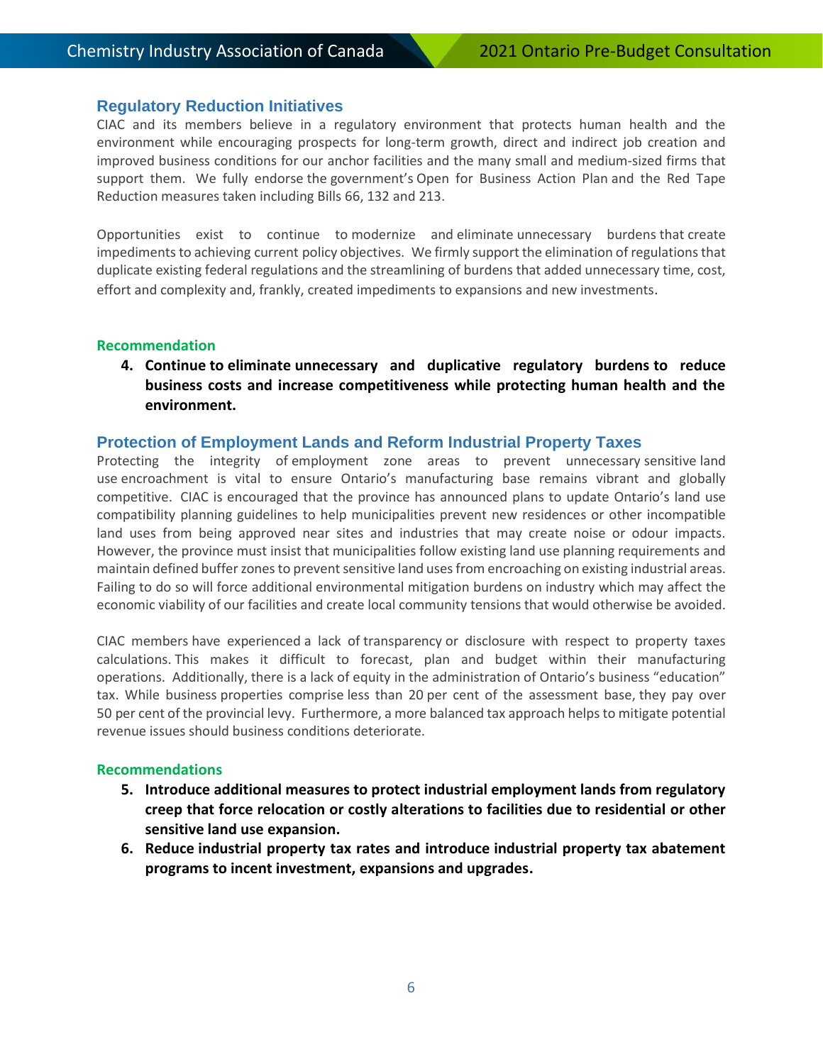## Regulatory Reduction Initiatives

CIAC and its members believe in a regulatory environment that protects human health and the environment while encouraging prospects for long-term growth, direct and indirect job creation and improved business conditions for our anchor facilities and the many small and medium-sized firms that support them. We fully endorse the government's Open for Business Action Plan and the Red Tape Reduction measures taken including Bills 66, 132 and 213.

Opportunities exist to continue to modernize and eliminate unnecessary burdens that create impediments to achieving current policy objectives. We firmly support the elimination of regulations that duplicate existing federal regulations and the streamlining of burdens that added unnecessary time, cost, effort and complexity and, frankly, created impediments to expansions and new investments.

### Recommendation

4. **Continue to eliminate unnecessary and duplicative regulatory burdens to reduce business costs and increase competitiveness while protecting human health and the environment.**

## Protection of Employment Lands and Reform Industrial Property Taxes

Protecting the integrity of employment zone areas to prevent unnecessary sensitive land use encroachment is vital to ensure Ontario's manufacturing base remains vibrant and globally competitive. CIAC is encouraged that the province has announced plans to update Ontario's land use compatibility planning guidelines to help municipalities prevent new residences or other incompatible land uses from being approved near sites and industries that may create noise or odour impacts. However, the province must insist that municipalities follow existing land use planning requirements and maintain defined buffer zones to prevent sensitive land uses from encroaching on existing industrial areas. Failing to do so will force additional environmental mitigation burdens on industry which may affect the economic viability of our facilities and create local community tensions that would otherwise be avoided.

CIAC members have experienced a lack of transparency or disclosure with respect to property taxes calculations. This makes it difficult to forecast, plan and budget within their manufacturing operations. Additionally, there is a lack of equity in the administration of Ontario's business "education" tax. While business properties comprise less than 20 per cent of the assessment base, they pay over 50 per cent of the provincial levy. Furthermore, a more balanced tax approach helps to mitigate potential revenue issues should business conditions deteriorate.

### Recommendations

5. **Introduce additional measures to protect industrial employment lands from regulatory creep that force relocation or costly alterations to facilities due to residential or other sensitive land use expansion.**
6. **Reduce industrial property tax rates and introduce industrial property tax abatement programs to incent investment, expansions and upgrades.**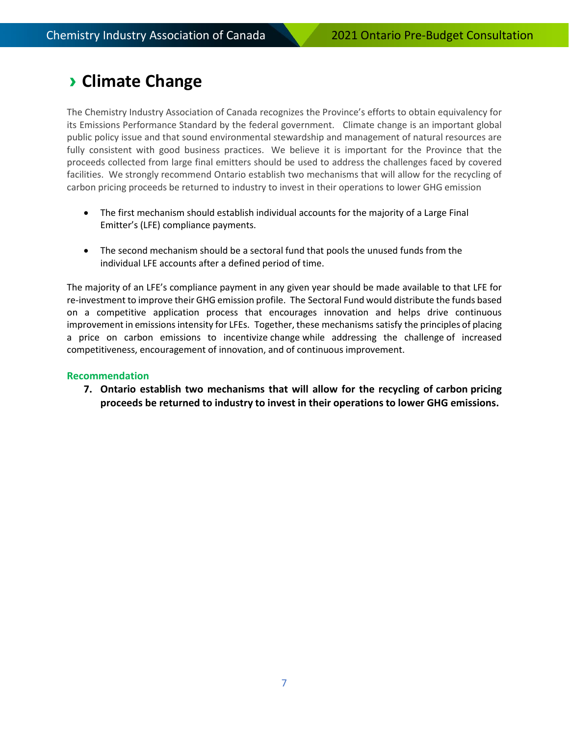## › Climate Change

The Chemistry Industry Association of Canada recognizes the Province's efforts to obtain equivalency for its Emissions Performance Standard by the federal government. Climate change is an important global public policy issue and that sound environmental stewardship and management of natural resources are fully consistent with good business practices. We believe it is important for the Province that the proceeds collected from large final emitters should be used to address the challenges faced by covered facilities. We strongly recommend Ontario establish two mechanisms that will allow for the recycling of carbon pricing proceeds be returned to industry to invest in their operations to lower GHG emission

- The first mechanism should establish individual accounts for the majority of a Large Final Emitter's (LFE) compliance payments.
- The second mechanism should be a sectoral fund that pools the unused funds from the individual LFE accounts after a defined period of time.

The majority of an LFE's compliance payment in any given year should be made available to that LFE for re-investment to improve their GHG emission profile. The Sectoral Fund would distribute the funds based on a competitive application process that encourages innovation and helps drive continuous improvement in emissions intensity for LFEs. Together, these mechanisms satisfy the principles of placing a price on carbon emissions to incentivize change while addressing the challenge of increased competitiveness, encouragement of innovation, and of continuous improvement.

### Recommendation

7. **Ontario establish two mechanisms that will allow for the recycling of carbon pricing proceeds be returned to industry to invest in their operations to lower GHG emissions.**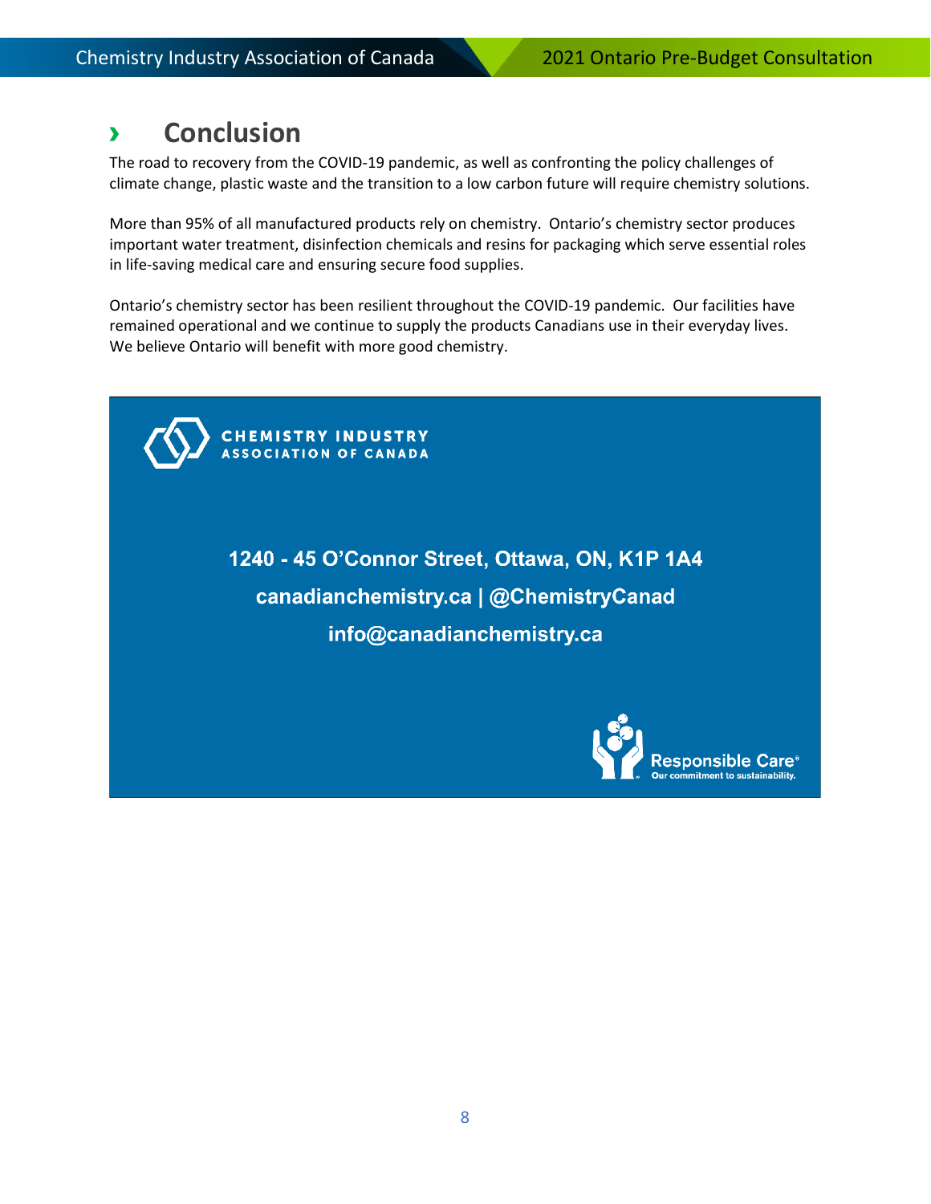## Conclusion

The road to recovery from the COVID-19 pandemic, as well as confronting the policy challenges of climate change, plastic waste and the transition to a low carbon future will require chemistry solutions.

More than 95% of all manufactured products rely on chemistry. Ontario's chemistry sector produces important water treatment, disinfection chemicals and resins for packaging which serve essential roles in life-saving medical care and ensuring secure food supplies.

Ontario's chemistry sector has been resilient throughout the COVID-19 pandemic. Our facilities have remained operational and we continue to supply the products Canadians use in their everyday lives. We believe Ontario will benefit with more good chemistry.

CHEMISTRY INDUSTRY ASSOCIATION OF CANADA

**1240 - 45 O'Connor Street, Ottawa, ON, K1P 1A4**

**canadianchemistry.ca | @ChemistryCanad**

**info@canadianchemistry.ca**

Responsible Care® Our commitment to sustainability.